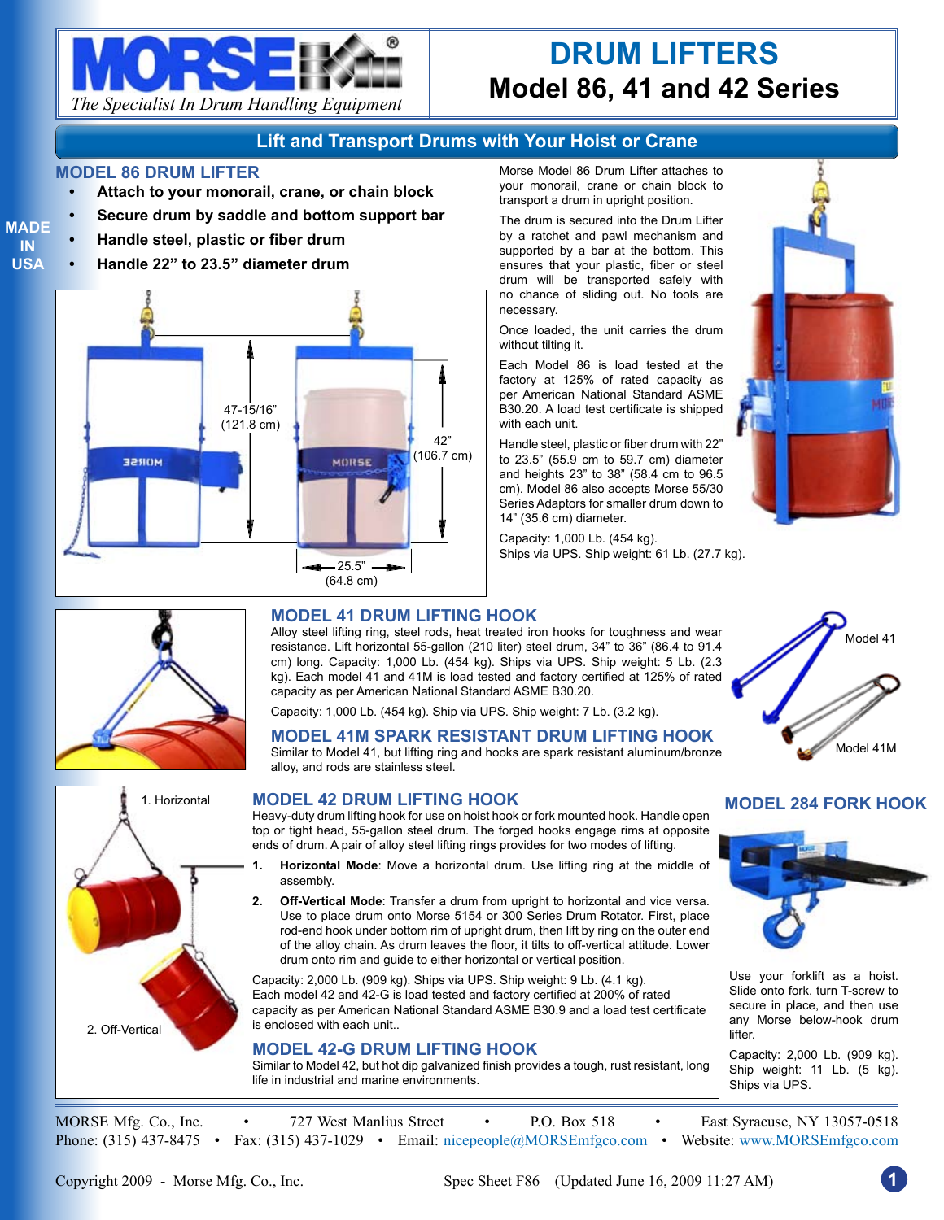# DRUM LIFTERS

## Model 86, 41 and 42 Series

MORSE — *The Specialist In Drum Handling Equipment*

## Lift and Transport Drums with Your Hoist or Crane

MADE IN USA

### MODEL 86 DRUM LIFTER

- **Attach to your monorail, crane, or chain block**
- **Secure drum by saddle and bottom support bar**
- **Handle steel, plastic or fiber drum**
- **Handle 22" to 23.5" diameter drum**

47-15/16" (121.8 cm)

42" (106.7 cm)

25.5" (64.8 cm)

Morse Model 86 Drum Lifter attaches to your monorail, crane or chain block to transport a drum in upright position.

The drum is secured into the Drum Lifter by a ratchet and pawl mechanism and supported by a bar at the bottom. This ensures that your plastic, fiber or steel drum will be transported safely with no chance of sliding out. No tools are necessary.

Once loaded, the unit carries the drum without tilting it.

Each Model 86 is load tested at the factory at 125% of rated capacity as per American National Standard ASME B30.20. A load test certificate is shipped with each unit.

Handle steel, plastic or fiber drum with 22" to 23.5" (55.9 cm to 59.7 cm) diameter and heights 23" to 38" (58.4 cm to 96.5 cm). Model 86 also accepts Morse 55/30 Series Adaptors for smaller drum down to 14" (35.6 cm) diameter.

Capacity: 1,000 Lb. (454 kg).
Ships via UPS. Ship weight: 61 Lb. (27.7 kg).

### MODEL 41 DRUM LIFTING HOOK

Alloy steel lifting ring, steel rods, heat treated iron hooks for toughness and wear resistance. Lift horizontal 55-gallon (210 liter) steel drum, 34" to 36" (86.4 to 91.4 cm) long. Capacity: 1,000 Lb. (454 kg). Ships via UPS. Ship weight: 5 Lb. (2.3 kg). Each model 41 and 41M is load tested and factory certified at 125% of rated capacity as per American National Standard ASME B30.20.

Capacity: 1,000 Lb. (454 kg). Ship via UPS. Ship weight: 7 Lb. (3.2 kg).

Model 41

Model 41M

### MODEL 41M SPARK RESISTANT DRUM LIFTING HOOK

Similar to Model 41, but lifting ring and hooks are spark resistant aluminum/bronze alloy, and rods are stainless steel.

1. Horizontal

2. Off-Vertical

### MODEL 42 DRUM LIFTING HOOK

Heavy-duty drum lifting hook for use on hoist hook or fork mounted hook. Handle open top or tight head, 55-gallon steel drum. The forged hooks engage rims at opposite ends of drum. A pair of alloy steel lifting rings provides for two modes of lifting.

1. **Horizontal Mode**: Move a horizontal drum. Use lifting ring at the middle of assembly.
2. **Off-Vertical Mode**: Transfer a drum from upright to horizontal and vice versa. Use to place drum onto Morse 5154 or 300 Series Drum Rotator. First, place rod-end hook under bottom rim of upright drum, then lift by ring on the outer end of the alloy chain. As drum leaves the floor, it tilts to off-vertical attitude. Lower drum onto rim and guide to either horizontal or vertical position.

Capacity: 2,000 Lb. (909 kg). Ships via UPS. Ship weight: 9 Lb. (4.1 kg).
Each model 42 and 42-G is load tested and factory certified at 200% of rated capacity as per American National Standard ASME B30.9 and a load test certificate is enclosed with each unit..

### MODEL 42-G DRUM LIFTING HOOK

Similar to Model 42, but hot dip galvanized finish provides a tough, rust resistant, long life in industrial and marine environments.

### MODEL 284 FORK HOOK

Use your forklift as a hoist. Slide onto fork, turn T-screw to secure in place, and then use any Morse below-hook drum lifter.

Capacity: 2,000 Lb. (909 kg). Ship weight: 11 Lb. (5 kg). Ships via UPS.

MORSE Mfg. Co., Inc. • 727 West Manlius Street • P.O. Box 518 • East Syracuse, NY 13057-0518
Phone: (315) 437-8475 • Fax: (315) 437-1029 • Email: nicepeople@MORSEmfgco.com • Website: www.MORSEmfgco.com

Copyright 2009 - Morse Mfg. Co., Inc. Spec Sheet F86 (Updated June 16, 2009 11:27 AM)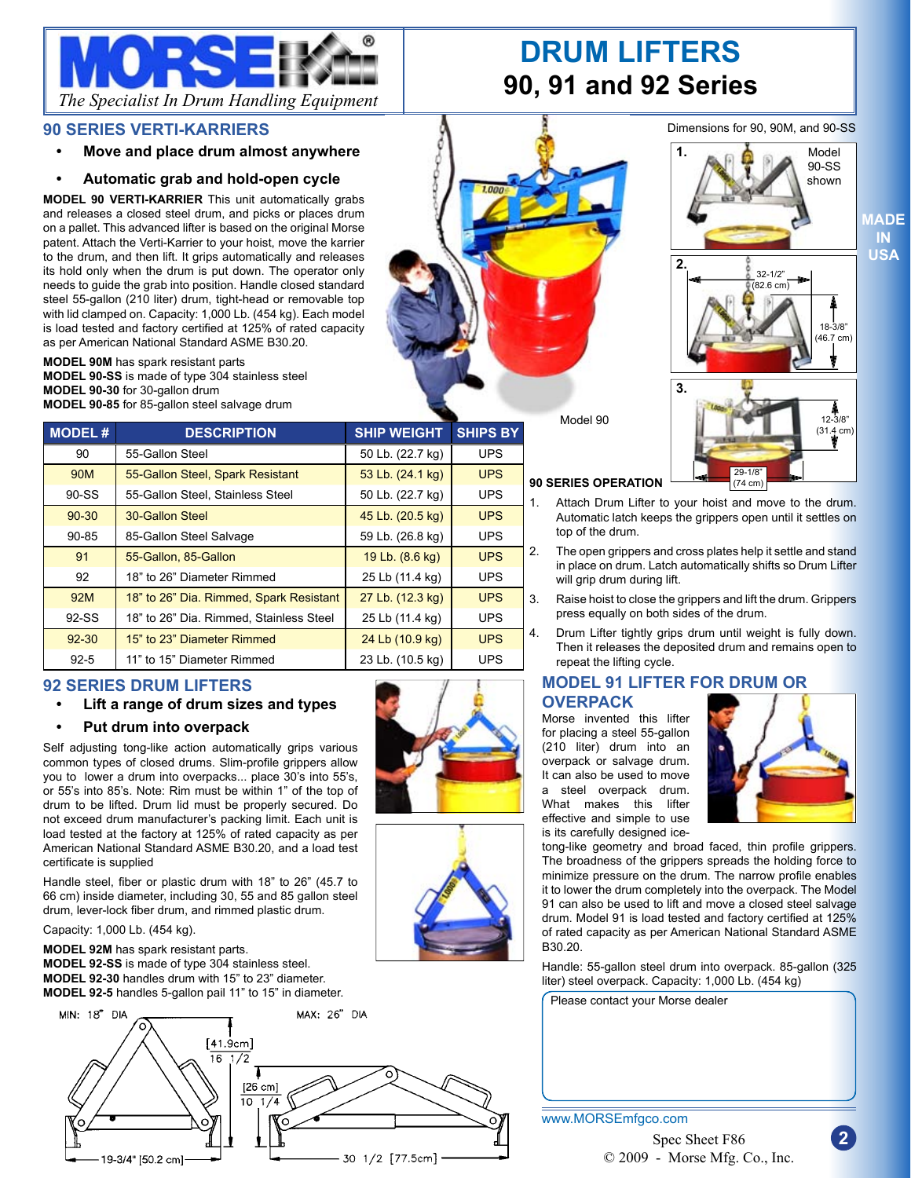MORSE®

*The Specialist In Drum Handling Equipment*

# DRUM LIFTERS
# 90, 91 and 92 Series

## 90 SERIES VERTI-KARRIERS

- **Move and place drum almost anywhere**
- **Automatic grab and hold-open cycle**

**MODEL 90 VERTI-KARRIER** This unit automatically grabs and releases a closed steel drum, and picks or places drum on a pallet. This advanced lifter is based on the original Morse patent. Attach the Verti-Karrier to your hoist, move the karrier to the drum, and then lift. It grips automatically and releases its hold only when the drum is put down. The operator only needs to guide the grab into position. Handle closed standard steel 55-gallon (210 liter) drum, tight-head or removable top with lid clamped on. Capacity: 1,000 Lb. (454 kg). Each model is load tested and factory certified at 125% of rated capacity as per American National Standard ASME B30.20.

**MODEL 90M** has spark resistant parts
**MODEL 90-SS** is made of type 304 stainless steel
**MODEL 90-30** for 30-gallon drum
**MODEL 90-85** for 85-gallon steel salvage drum

Model 90

| MODEL # | DESCRIPTION | SHIP WEIGHT | SHIPS BY |
|---|---|---|---|
| 90 | 55-Gallon Steel | 50 Lb. (22.7 kg) | UPS |
| 90M | 55-Gallon Steel, Spark Resistant | 53 Lb. (24.1 kg) | UPS |
| 90-SS | 55-Gallon Steel, Stainless Steel | 50 Lb. (22.7 kg) | UPS |
| 90-30 | 30-Gallon Steel | 45 Lb. (20.5 kg) | UPS |
| 90-85 | 85-Gallon Steel Salvage | 59 Lb. (26.8 kg) | UPS |
| 91 | 55-Gallon, 85-Gallon | 19 Lb. (8.6 kg) | UPS |
| 92 | 18" to 26" Diameter Rimmed | 25 Lb (11.4 kg) | UPS |
| 92M | 18" to 26" Dia. Rimmed, Spark Resistant | 27 Lb. (12.3 kg) | UPS |
| 92-SS | 18" to 26" Dia. Rimmed, Stainless Steel | 25 Lb (11.4 kg) | UPS |
| 92-30 | 15" to 23" Diameter Rimmed | 24 Lb (10.9 kg) | UPS |
| 92-5 | 11" to 15" Diameter Rimmed | 23 Lb. (10.5 kg) | UPS |

Dimensions for 90, 90M, and 90-SS

1. Model 90-SS shown
2. 32-1/2" (82.6 cm); 18-3/8" (46.7 cm)
3. 12-3/8" (31.4 cm); 29-1/8" (74 cm)

MADE IN USA

### 90 SERIES OPERATION

1. Attach Drum Lifter to your hoist and move to the drum. Automatic latch keeps the grippers open until it settles on top of the drum.
2. The open grippers and cross plates help it settle and stand in place on drum. Latch automatically shifts so Drum Lifter will grip drum during lift.
3. Raise hoist to close the grippers and lift the drum. Grippers press equally on both sides of the drum.
4. Drum Lifter tightly grips drum until weight is fully down. Then it releases the deposited drum and remains open to repeat the lifting cycle.

## 92 SERIES DRUM LIFTERS

- **Lift a range of drum sizes and types**
- **Put drum into overpack**

Self adjusting tong-like action automatically grips various common types of closed drums. Slim-profile grippers allow you to lower a drum into overpacks... place 30's into 55's, or 55's into 85's. Note: Rim must be within 1" of the top of drum to be lifted. Drum lid must be properly secured. Do not exceed drum manufacturer's packing limit. Each unit is load tested at the factory at 125% of rated capacity as per American National Standard ASME B30.20, and a load test certificate is supplied

Handle steel, fiber or plastic drum with 18" to 26" (45.7 to 66 cm) inside diameter, including 30, 55 and 85 gallon steel drum, lever-lock fiber drum, and rimmed plastic drum.

Capacity: 1,000 Lb. (454 kg).

**MODEL 92M** has spark resistant parts.
**MODEL 92-SS** is made of type 304 stainless steel.
**MODEL 92-30** handles drum with 15" to 23" diameter.
**MODEL 92-5** handles 5-gallon pail 11" to 15" in diameter.

MIN: 18" DIA
[41.9cm] 16 1/2
19-3/4" [50.2 cm]
MAX: 26" DIA
[26 cm] 10 1/4
30 1/2 [77.5cm]

## MODEL 91 LIFTER FOR DRUM OR OVERPACK

Morse invented this lifter for placing a steel 55-gallon (210 liter) drum into an overpack or salvage drum. It can also be used to move a steel overpack drum. What makes this lifter effective and simple to use is its carefully designed ice-tong-like geometry and broad faced, thin profile grippers. The broadness of the grippers spreads the holding force to minimize pressure on the drum. The narrow profile enables it to lower the drum completely into the overpack. The Model 91 can also be used to lift and move a closed steel salvage drum. Model 91 is load tested and factory certified at 125% of rated capacity as per American National Standard ASME B30.20.

Handle: 55-gallon steel drum into overpack. 85-gallon (325 liter) steel overpack. Capacity: 1,000 Lb. (454 kg)

Please contact your Morse dealer

www.MORSEmfgco.com

Spec Sheet F86
© 2009 - Morse Mfg. Co., Inc.